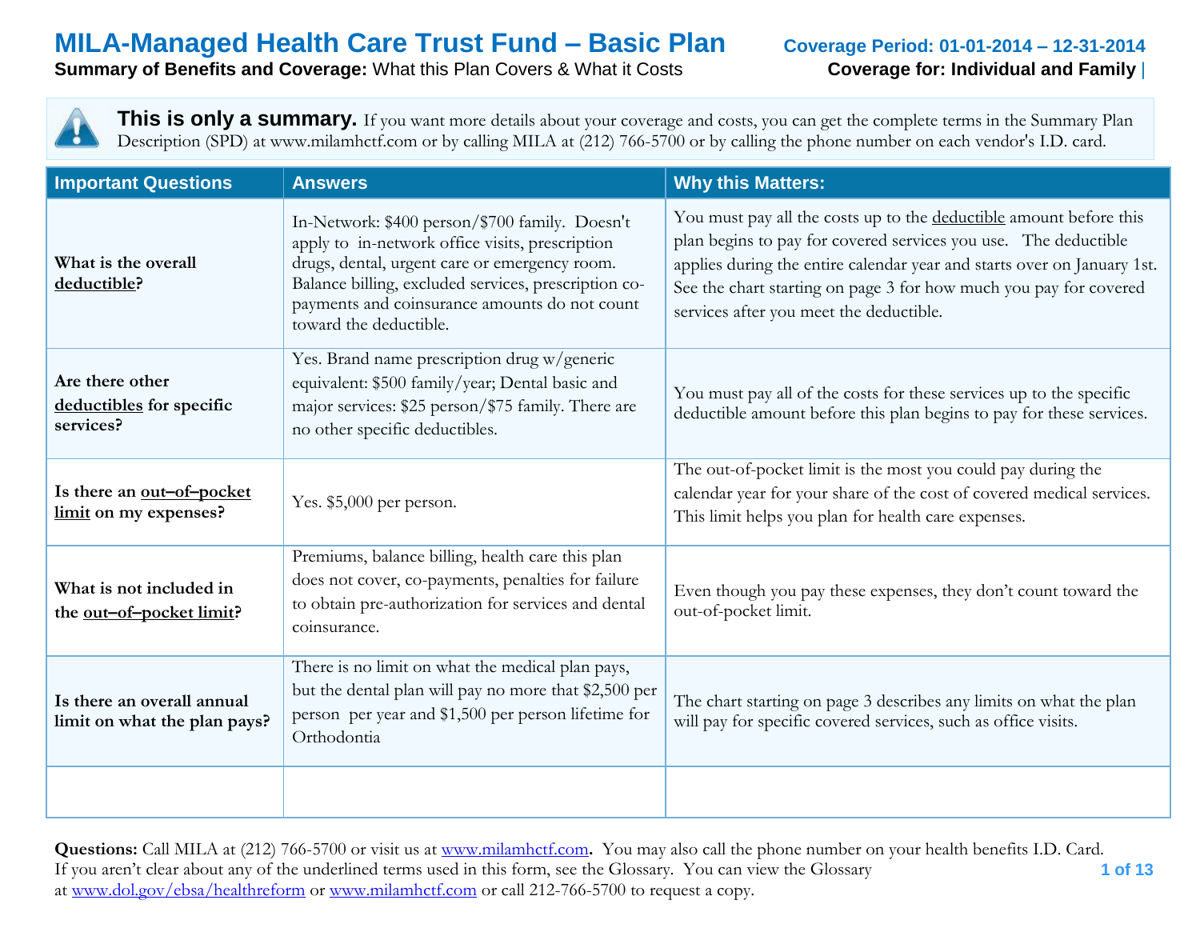# MILA-Managed Health Care Trust Fund – Basic Plan

**Coverage Period: 01-01-2014 – 12-31-2014**

**Summary of Benefits and Coverage:** What this Plan Covers & What it Costs

**Coverage for: Individual and Family**

**This is only a summary.** If you want more details about your coverage and costs, you can get the complete terms in the Summary Plan Description (SPD) at www.milamhctf.com or by calling MILA at (212) 766-5700 or by calling the phone number on each vendor's I.D. card.

| Important Questions | Answers | Why this Matters: |
|---|---|---|
| **What is the overall deductible?** | In-Network: $400 person/$700 family. Doesn't apply to in-network office visits, prescription drugs, dental, urgent care or emergency room. Balance billing, excluded services, prescription co-payments and coinsurance amounts do not count toward the deductible. | You must pay all the costs up to the deductible amount before this plan begins to pay for covered services you use. The deductible applies during the entire calendar year and starts over on January 1st. See the chart starting on page 3 for how much you pay for covered services after you meet the deductible. |
| **Are there other deductibles for specific services?** | Yes. Brand name prescription drug w/generic equivalent: $500 family/year; Dental basic and major services: $25 person/$75 family. There are no other specific deductibles. | You must pay all of the costs for these services up to the specific deductible amount before this plan begins to pay for these services. |
| **Is there an out–of–pocket limit on my expenses?** | Yes. $5,000 per person. | The out-of-pocket limit is the most you could pay during the calendar year for your share of the cost of covered medical services. This limit helps you plan for health care expenses. |
| **What is not included in the out–of–pocket limit?** | Premiums, balance billing, health care this plan does not cover, co-payments, penalties for failure to obtain pre-authorization for services and dental coinsurance. | Even though you pay these expenses, they don't count toward the out-of-pocket limit. |
| **Is there an overall annual limit on what the plan pays?** | There is no limit on what the medical plan pays, but the dental plan will pay no more that $2,500 per person per year and $1,500 per person lifetime for Orthodontia | The chart starting on page 3 describes any limits on what the plan will pay for specific covered services, such as office visits. |
| | | |

**Questions:** Call MILA at (212) 766-5700 or visit us at www.milamhctf.com**.** You may also call the phone number on your health benefits I.D. Card. If you aren't clear about any of the underlined terms used in this form, see the Glossary. You can view the Glossary at www.dol.gov/ebsa/healthreform or www.milamhctf.com or call 212-766-5700 to request a copy.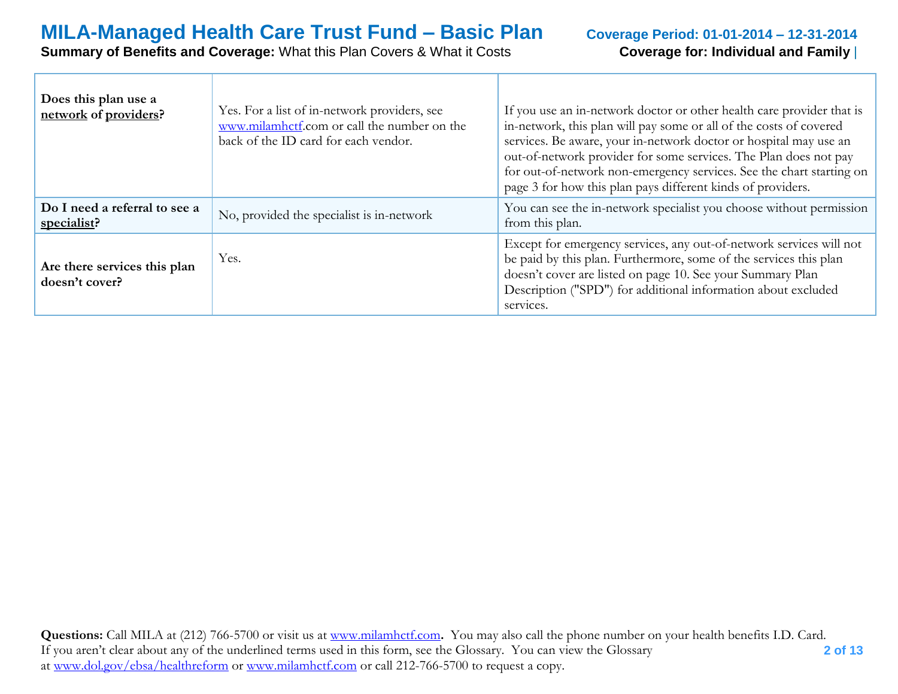| | | |
|---|---|---|
| **Does this plan use a <u>network</u> of <u>providers</u>?** | Yes. For a list of in-network providers, see [www.milamhctf](http://www.milamhctf.com).com or call the number on the back of the ID card for each vendor. | If you use an in-network doctor or other health care provider that is in-network, this plan will pay some or all of the costs of covered services. Be aware, your in-network doctor or hospital may use an out-of-network provider for some services. The Plan does not pay for out-of-network non-emergency services. See the chart starting on page 3 for how this plan pays different kinds of providers. |
| **Do I need a referral to see a <u>specialist</u>?** | No, provided the specialist is in-network | You can see the in-network specialist you choose without permission from this plan. |
| **Are there services this plan doesn't cover?** | Yes. | Except for emergency services, any out-of-network services will not be paid by this plan. Furthermore, some of the services this plan doesn't cover are listed on page 10. See your Summary Plan Description ("SPD") for additional information about excluded services. |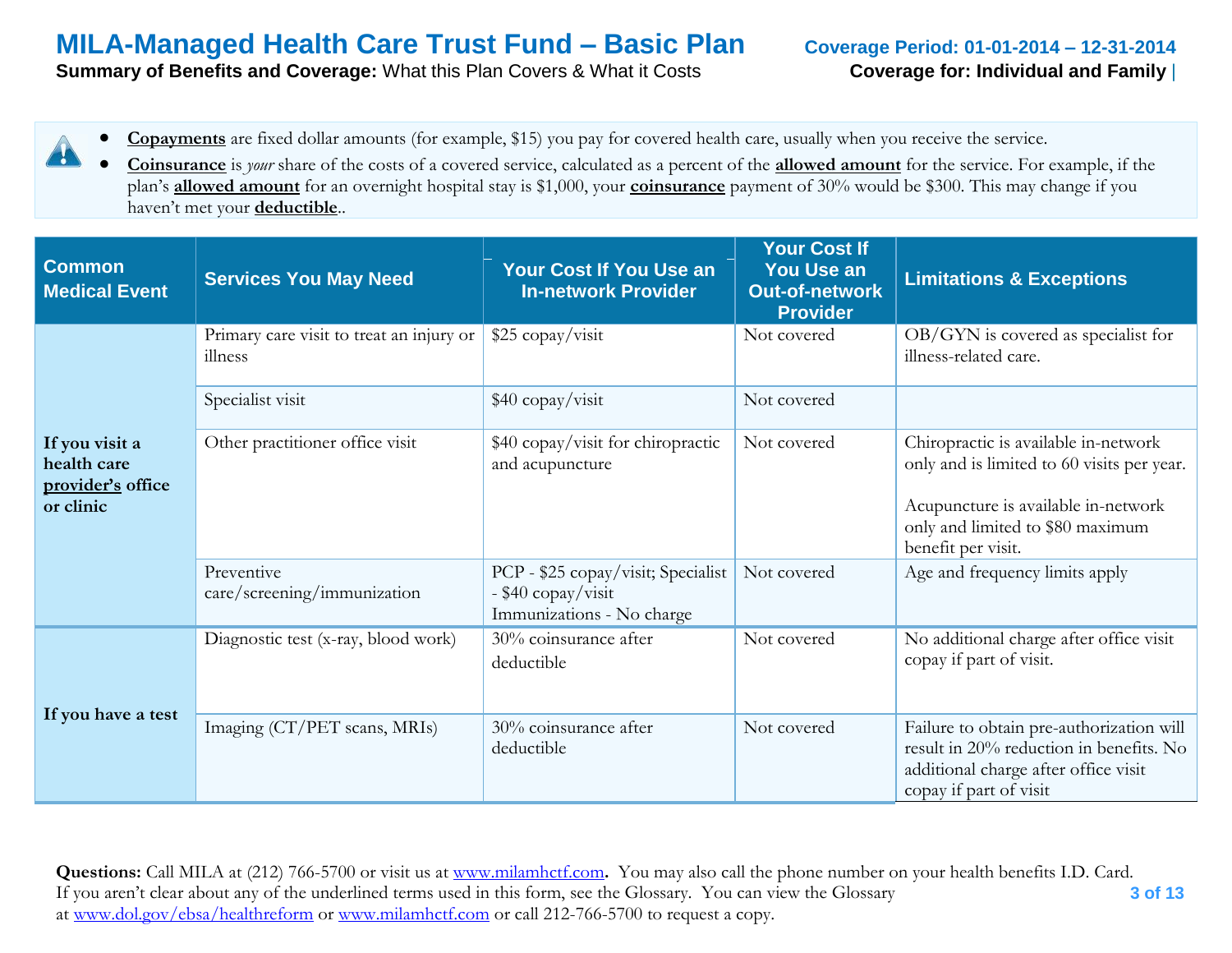# MILA-Managed Health Care Trust Fund – Basic Plan

**Coverage Period: 01-01-2014 – 12-31-2014**

**Summary of Benefits and Coverage:** What this Plan Covers & What it Costs

**Coverage for: Individual and Family** |

- **Copayments** are fixed dollar amounts (for example, $15) you pay for covered health care, usually when you receive the service.
- **Coinsurance** is *your* share of the costs of a covered service, calculated as a percent of the **allowed amount** for the service. For example, if the plan's **allowed amount** for an overnight hospital stay is $1,000, your **coinsurance** payment of 30% would be $300. This may change if you haven't met your **deductible**..

| Common Medical Event | Services You May Need | Your Cost If You Use an In-network Provider | Your Cost If You Use an Out-of-network Provider | Limitations & Exceptions |
|---|---|---|---|---|
| If you visit a health care **provider's** office or clinic | Primary care visit to treat an injury or illness | $25 copay/visit | Not covered | OB/GYN is covered as specialist for illness-related care. |
| | Specialist visit | $40 copay/visit | Not covered | |
| | Other practitioner office visit | $40 copay/visit for chiropractic and acupuncture | Not covered | Chiropractic is available in-network only and is limited to 60 visits per year.<br><br>Acupuncture is available in-network only and limited to $80 maximum benefit per visit. |
| | Preventive care/screening/immunization | PCP - $25 copay/visit; Specialist - $40 copay/visit<br>Immunizations - No charge | Not covered | Age and frequency limits apply |
| If you have a test | Diagnostic test (x-ray, blood work) | 30% coinsurance after deductible | Not covered | No additional charge after office visit copay if part of visit. |
| | Imaging (CT/PET scans, MRIs) | 30% coinsurance after deductible | Not covered | Failure to obtain pre-authorization will result in 20% reduction in benefits. No additional charge after office visit copay if part of visit |

**Questions:** Call MILA at (212) 766-5700 or visit us at www.milamhctf.com**.** You may also call the phone number on your health benefits I.D. Card. If you aren't clear about any of the underlined terms used in this form, see the Glossary. You can view the Glossary at www.dol.gov/ebsa/healthreform or www.milamhctf.com or call 212-766-5700 to request a copy.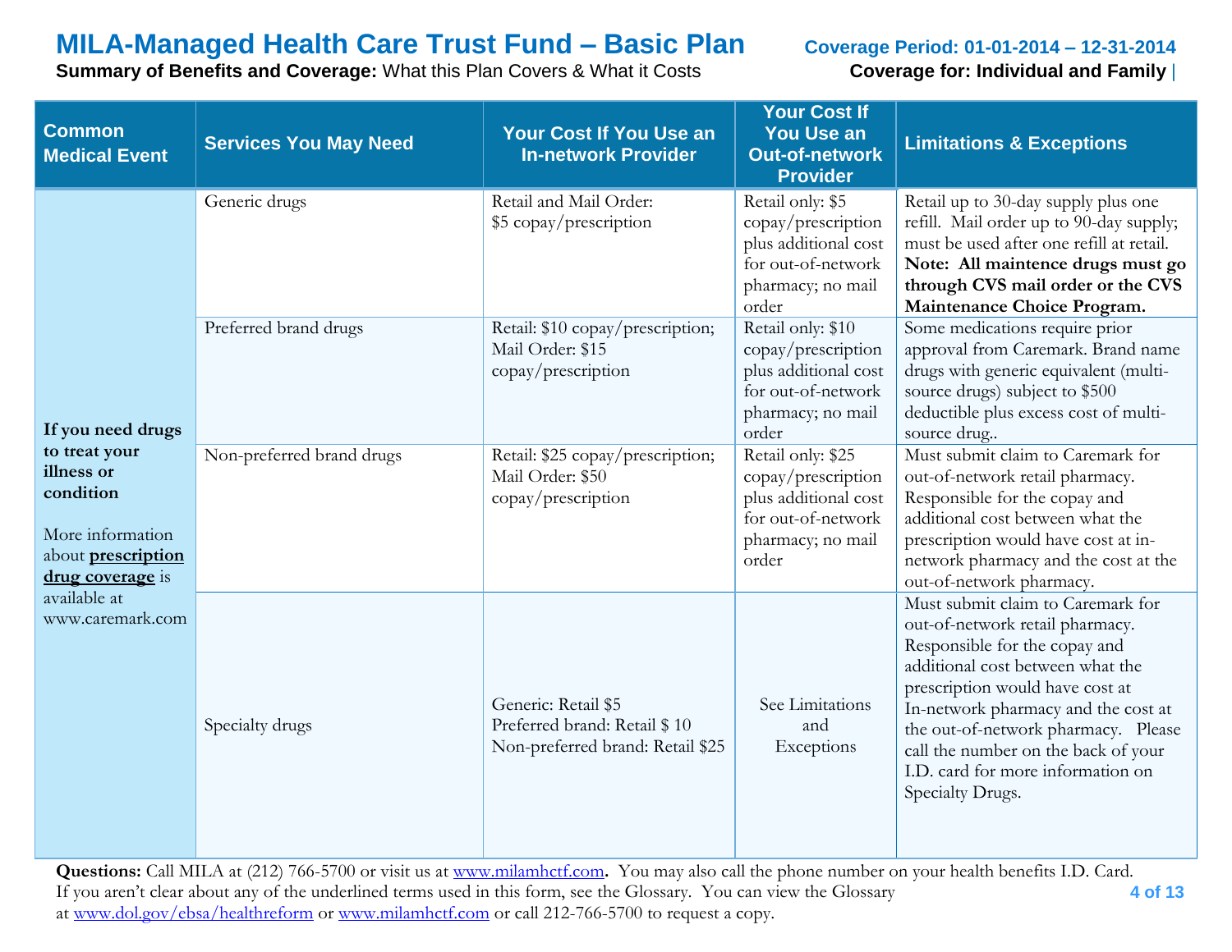# MILA-Managed Health Care Trust Fund – Basic Plan

**Coverage Period: 01-01-2014 – 12-31-2014**

**Summary of Benefits and Coverage:** What this Plan Covers & What it Costs

**Coverage for: Individual and Family**

| Common Medical Event | Services You May Need | Your Cost If You Use an In-network Provider | Your Cost If You Use an Out-of-network Provider | Limitations & Exceptions |
|---|---|---|---|---|
| **If you need drugs to treat your illness or condition**<br><br>More information about **prescription drug coverage** is available at www.caremark.com | Generic drugs | Retail and Mail Order: $5 copay/prescription | Retail only: $5 copay/prescription plus additional cost for out-of-network pharmacy; no mail order | Retail up to 30-day supply plus one refill. Mail order up to 90-day supply; must be used after one refill at retail. **Note: All maintence drugs must go through CVS mail order or the CVS Maintenance Choice Program.** |
| | Preferred brand drugs | Retail: $10 copay/prescription; Mail Order: $15 copay/prescription | Retail only: $10 copay/prescription plus additional cost for out-of-network pharmacy; no mail order | Some medications require prior approval from Caremark. Brand name drugs with generic equivalent (multi-source drugs) subject to $500 deductible plus excess cost of multi-source drug.. |
| | Non-preferred brand drugs | Retail: $25 copay/prescription; Mail Order: $50 copay/prescription | Retail only: $25 copay/prescription plus additional cost for out-of-network pharmacy; no mail order | Must submit claim to Caremark for out-of-network retail pharmacy. Responsible for the copay and additional cost between what the prescription would have cost at in-network pharmacy and the cost at the out-of-network pharmacy. |
| | Specialty drugs | Generic: Retail $5<br>Preferred brand: Retail $ 10<br>Non-preferred brand: Retail $25 | See Limitations and Exceptions | Must submit claim to Caremark for out-of-network retail pharmacy. Responsible for the copay and additional cost between what the prescription would have cost at In-network pharmacy and the cost at the out-of-network pharmacy. Please call the number on the back of your I.D. card for more information on Specialty Drugs. |

**Questions:** Call MILA at (212) 766-5700 or visit us at www.milamhctf.com**.** You may also call the phone number on your health benefits I.D. Card. If you aren't clear about any of the underlined terms used in this form, see the Glossary. You can view the Glossary at www.dol.gov/ebsa/healthreform or www.milamhctf.com or call 212-766-5700 to request a copy.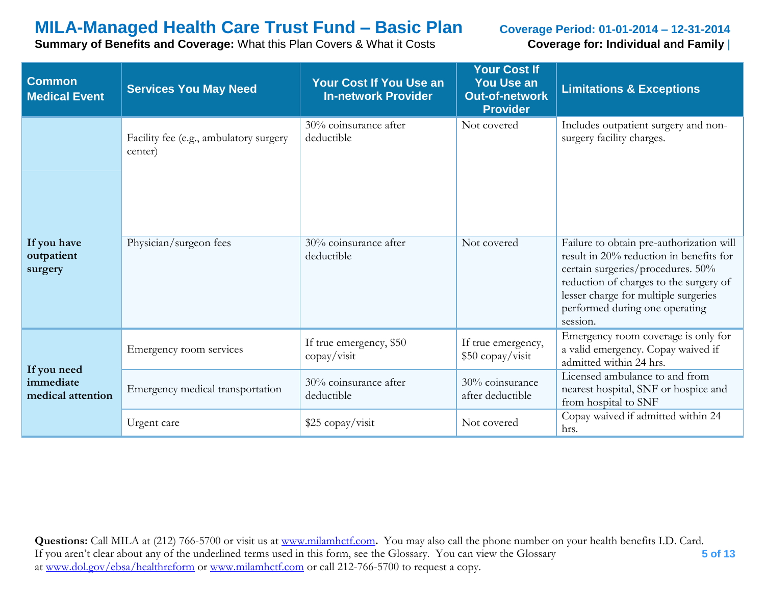# MILA-Managed Health Care Trust Fund – Basic Plan

**Coverage Period: 01-01-2014 – 12-31-2014**

**Summary of Benefits and Coverage:** What this Plan Covers & What it Costs

**Coverage for: Individual and Family**

| Common Medical Event | Services You May Need | Your Cost If You Use an In-network Provider | Your Cost If You Use an Out-of-network Provider | Limitations & Exceptions |
|---|---|---|---|---|
| **If you have outpatient surgery** | Facility fee (e.g., ambulatory surgery center) | 30% coinsurance after deductible | Not covered | Includes outpatient surgery and non-surgery facility charges. |
| | Physician/surgeon fees | 30% coinsurance after deductible | Not covered | Failure to obtain pre-authorization will result in 20% reduction in benefits for certain surgeries/procedures. 50% reduction of charges to the surgery of lesser charge for multiple surgeries performed during one operating session. |
| **If you need immediate medical attention** | Emergency room services | If true emergency, $50 copay/visit | If true emergency, $50 copay/visit | Emergency room coverage is only for a valid emergency. Copay waived if admitted within 24 hrs. |
| | Emergency medical transportation | 30% coinsurance after deductible | 30% coinsurance after deductible | Licensed ambulance to and from nearest hospital, SNF or hospice and from hospital to SNF |
| | Urgent care | $25 copay/visit | Not covered | Copay waived if admitted within 24 hrs. |

**Questions:** Call MILA at (212) 766-5700 or visit us at www.milamhctf.com. You may also call the phone number on your health benefits I.D. Card. If you aren't clear about any of the underlined terms used in this form, see the Glossary. You can view the Glossary at www.dol.gov/ebsa/healthreform or www.milamhctf.com or call 212-766-5700 to request a copy.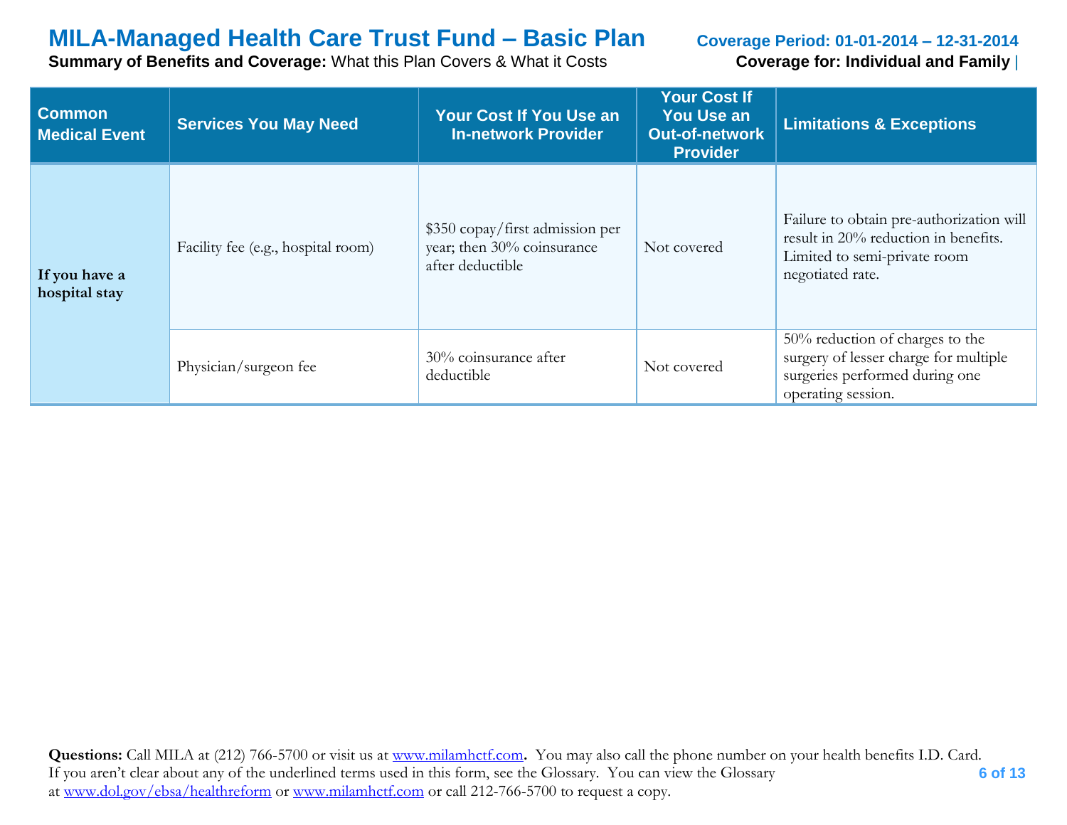| Common Medical Event | Services You May Need | Your Cost If You Use an In-network Provider | Your Cost If You Use an Out-of-network Provider | Limitations & Exceptions |
|---|---|---|---|---|
| **If you have a hospital stay** | Facility fee (e.g., hospital room) | $350 copay/first admission per year; then 30% coinsurance after deductible | Not covered | Failure to obtain pre-authorization will result in 20% reduction in benefits. Limited to semi-private room negotiated rate. |
| | Physician/surgeon fee | 30% coinsurance after deductible | Not covered | 50% reduction of charges to the surgery of lesser charge for multiple surgeries performed during one operating session. |

**Questions:** Call MILA at (212) 766-5700 or visit us at www.milamhctf.com**.** You may also call the phone number on your health benefits I.D. Card. If you aren't clear about any of the underlined terms used in this form, see the Glossary. You can view the Glossary at www.dol.gov/ebsa/healthreform or www.milamhctf.com or call 212-766-5700 to request a copy.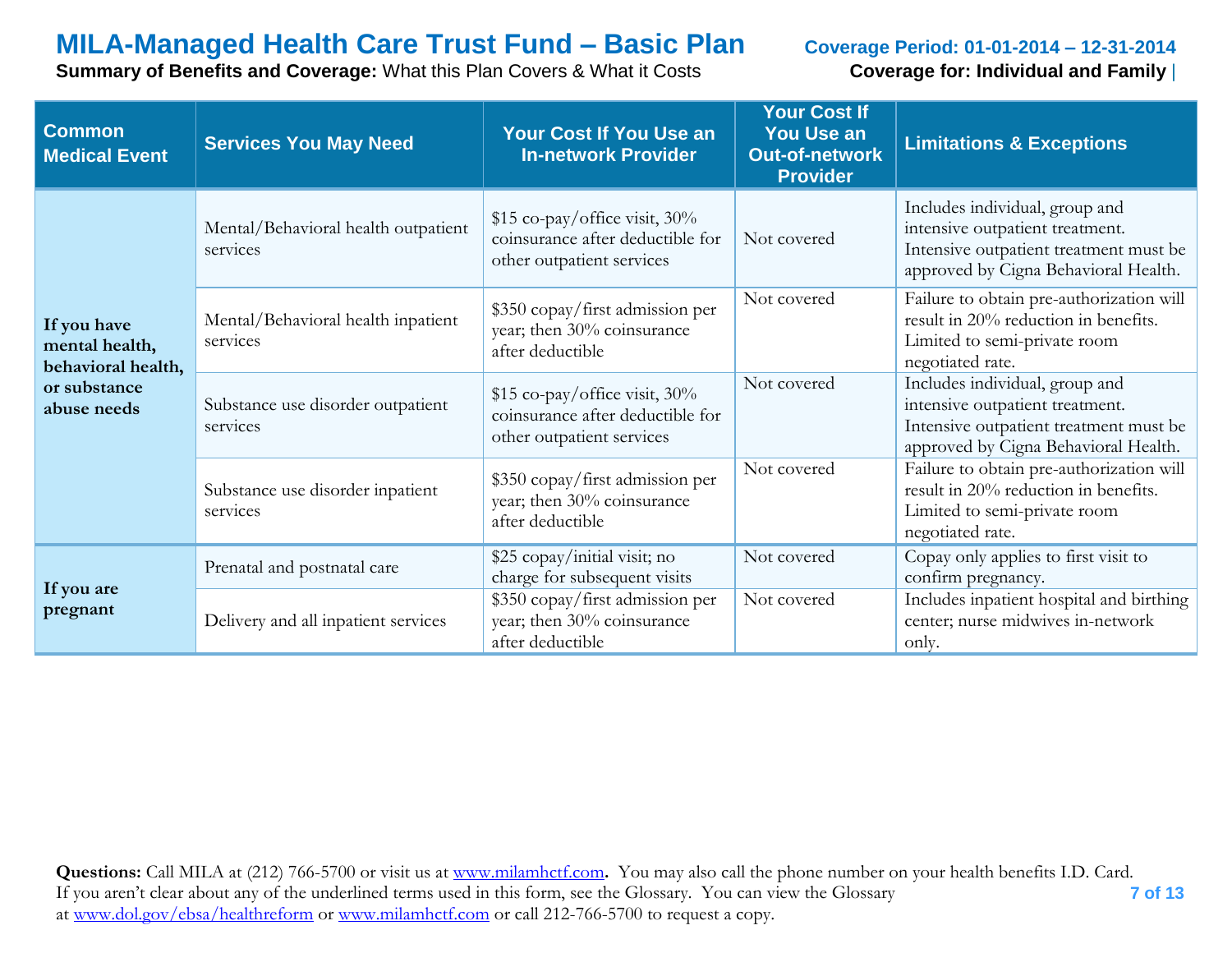# MILA-Managed Health Care Trust Fund – Basic Plan

**Coverage Period: 01-01-2014 – 12-31-2014**

**Summary of Benefits and Coverage:** What this Plan Covers & What it Costs

**Coverage for: Individual and Family**

| Common Medical Event | Services You May Need | Your Cost If You Use an In-network Provider | Your Cost If You Use an Out-of-network Provider | Limitations & Exceptions |
| --- | --- | --- | --- | --- |
| **If you have mental health, behavioral health, or substance abuse needs** | Mental/Behavioral health outpatient services | $15 co-pay/office visit, 30% coinsurance after deductible for other outpatient services | Not covered | Includes individual, group and intensive outpatient treatment. Intensive outpatient treatment must be approved by Cigna Behavioral Health. |
| | Mental/Behavioral health inpatient services | $350 copay/first admission per year; then 30% coinsurance after deductible | Not covered | Failure to obtain pre-authorization will result in 20% reduction in benefits. Limited to semi-private room negotiated rate. |
| | Substance use disorder outpatient services | $15 co-pay/office visit, 30% coinsurance after deductible for other outpatient services | Not covered | Includes individual, group and intensive outpatient treatment. Intensive outpatient treatment must be approved by Cigna Behavioral Health. |
| | Substance use disorder inpatient services | $350 copay/first admission per year; then 30% coinsurance after deductible | Not covered | Failure to obtain pre-authorization will result in 20% reduction in benefits. Limited to semi-private room negotiated rate. |
| **If you are pregnant** | Prenatal and postnatal care | $25 copay/initial visit; no charge for subsequent visits | Not covered | Copay only applies to first visit to confirm pregnancy. |
| | Delivery and all inpatient services | $350 copay/first admission per year; then 30% coinsurance after deductible | Not covered | Includes inpatient hospital and birthing center; nurse midwives in-network only. |

**Questions:** Call MILA at (212) 766-5700 or visit us at www.milamhctf.com**.** You may also call the phone number on your health benefits I.D. Card. If you aren't clear about any of the underlined terms used in this form, see the Glossary. You can view the Glossary at www.dol.gov/ebsa/healthreform or www.milamhctf.com or call 212-766-5700 to request a copy.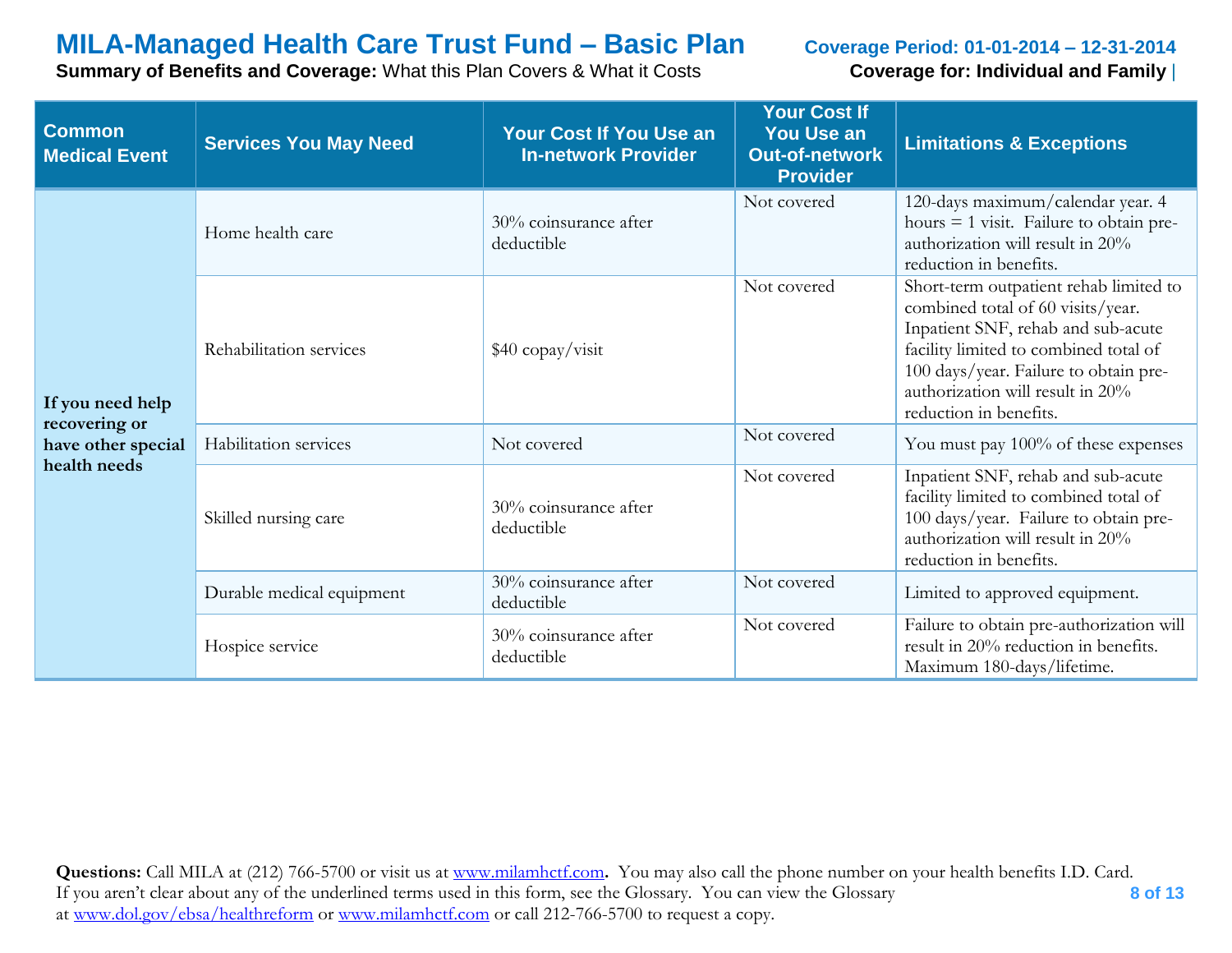| Common Medical Event | Services You May Need | Your Cost If You Use an In-network Provider | Your Cost If You Use an Out-of-network Provider | Limitations & Exceptions |
|---|---|---|---|---|
| **If you need help recovering or have other special health needs** | Home health care | 30% coinsurance after deductible | Not covered | 120-days maximum/calendar year. 4 hours = 1 visit. Failure to obtain pre-authorization will result in 20% reduction in benefits. |
| | Rehabilitation services | $40 copay/visit | Not covered | Short-term outpatient rehab limited to combined total of 60 visits/year. Inpatient SNF, rehab and sub-acute facility limited to combined total of 100 days/year. Failure to obtain pre-authorization will result in 20% reduction in benefits. |
| | Habilitation services | Not covered | Not covered | You must pay 100% of these expenses |
| | Skilled nursing care | 30% coinsurance after deductible | Not covered | Inpatient SNF, rehab and sub-acute facility limited to combined total of 100 days/year. Failure to obtain pre-authorization will result in 20% reduction in benefits. |
| | Durable medical equipment | 30% coinsurance after deductible | Not covered | Limited to approved equipment. |
| | Hospice service | 30% coinsurance after deductible | Not covered | Failure to obtain pre-authorization will result in 20% reduction in benefits. Maximum 180-days/lifetime. |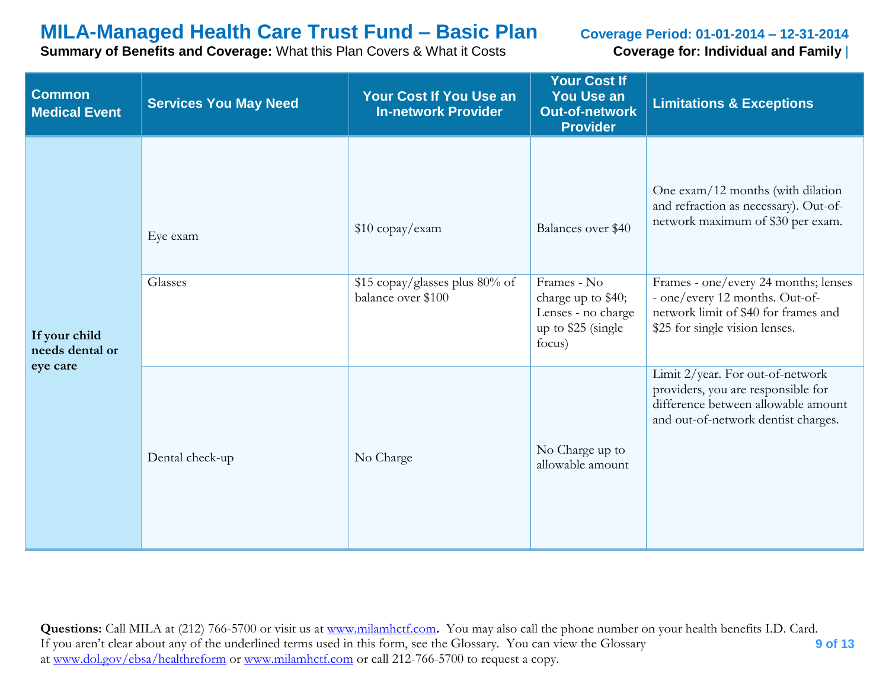| Common Medical Event | Services You May Need | Your Cost If You Use an In-network Provider | Your Cost If You Use an Out-of-network Provider | Limitations & Exceptions |
| --- | --- | --- | --- | --- |
| **If your child needs dental or eye care** | Eye exam | $10 copay/exam | Balances over $40 | One exam/12 months (with dilation and refraction as necessary). Out-of-network maximum of $30 per exam. |
| | Glasses | $15 copay/glasses plus 80% of balance over $100 | Frames - No charge up to $40; Lenses - no charge up to $25 (single focus) | Frames - one/every 24 months; lenses - one/every 12 months. Out-of-network limit of $40 for frames and $25 for single vision lenses. |
| | Dental check-up | No Charge | No Charge up to allowable amount | Limit 2/year. For out-of-network providers, you are responsible for difference between allowable amount and out-of-network dentist charges. |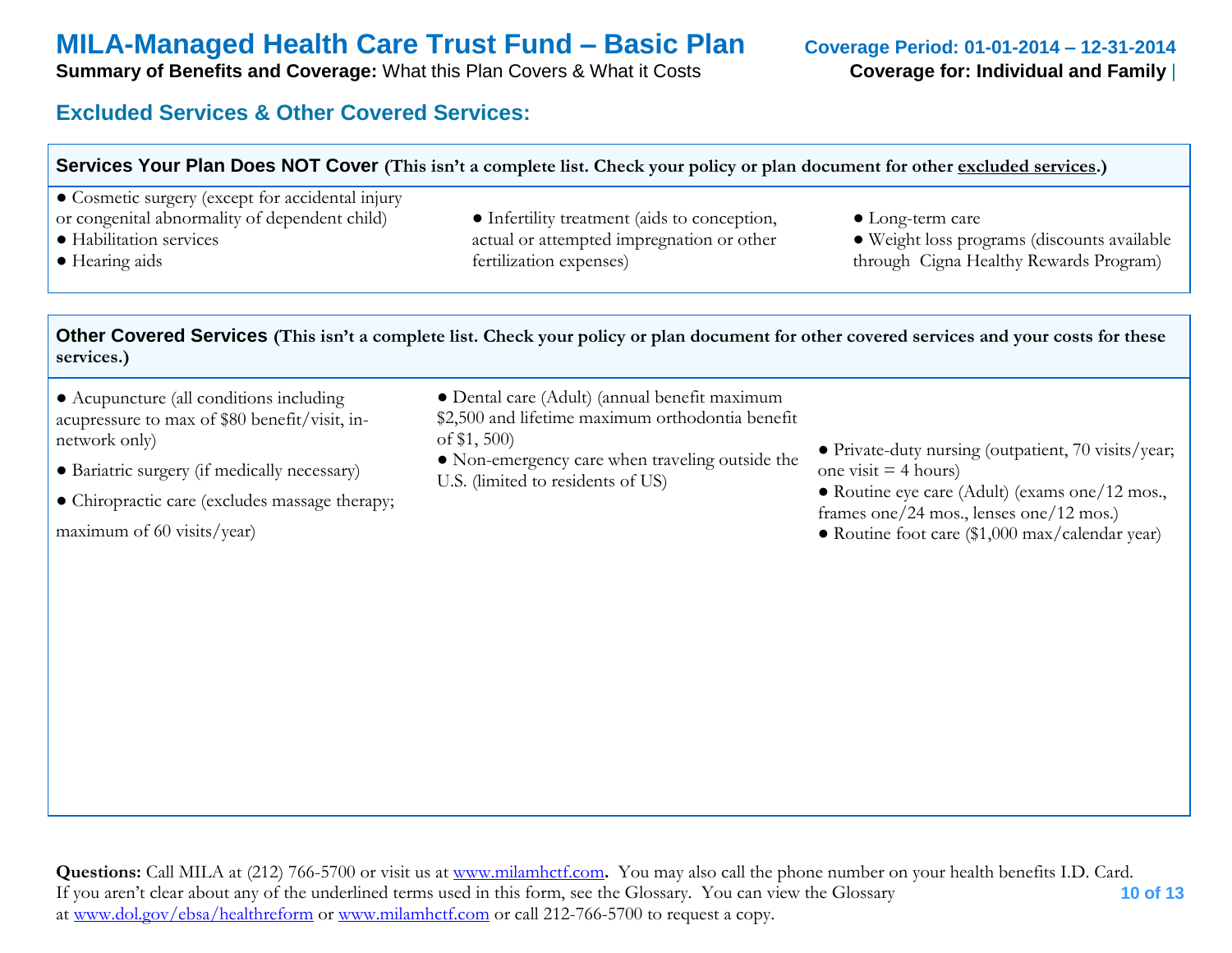# MILA-Managed Health Care Trust Fund – Basic Plan

**Coverage Period: 01-01-2014 – 12-31-2014**

**Summary of Benefits and Coverage:** What this Plan Covers & What it Costs

**Coverage for: Individual and Family**

## Excluded Services & Other Covered Services:

### Services Your Plan Does NOT Cover (This isn't a complete list. Check your policy or plan document for other excluded services.)

- Cosmetic surgery (except for accidental injury or congenital abnormality of dependent child)
- Habilitation services
- Hearing aids
- Infertility treatment (aids to conception, actual or attempted impregnation or other fertilization expenses)
- Long-term care
- Weight loss programs (discounts available through Cigna Healthy Rewards Program)

### Other Covered Services (This isn't a complete list. Check your policy or plan document for other covered services and your costs for these services.)

- Acupuncture (all conditions including acupressure to max of $80 benefit/visit, in-network only)
- Bariatric surgery (if medically necessary)
- Chiropractic care (excludes massage therapy; maximum of 60 visits/year)
- Dental care (Adult) (annual benefit maximum $2,500 and lifetime maximum orthodontia benefit of $1, 500)
- Non-emergency care when traveling outside the U.S. (limited to residents of US)
- Private-duty nursing (outpatient, 70 visits/year; one visit = 4 hours)
- Routine eye care (Adult) (exams one/12 mos., frames one/24 mos., lenses one/12 mos.)
- Routine foot care ($1,000 max/calendar year)

**Questions:** Call MILA at (212) 766-5700 or visit us at www.milamhctf.com**.** You may also call the phone number on your health benefits I.D. Card. If you aren't clear about any of the underlined terms used in this form, see the Glossary. You can view the Glossary at www.dol.gov/ebsa/healthreform or www.milamhctf.com or call 212-766-5700 to request a copy.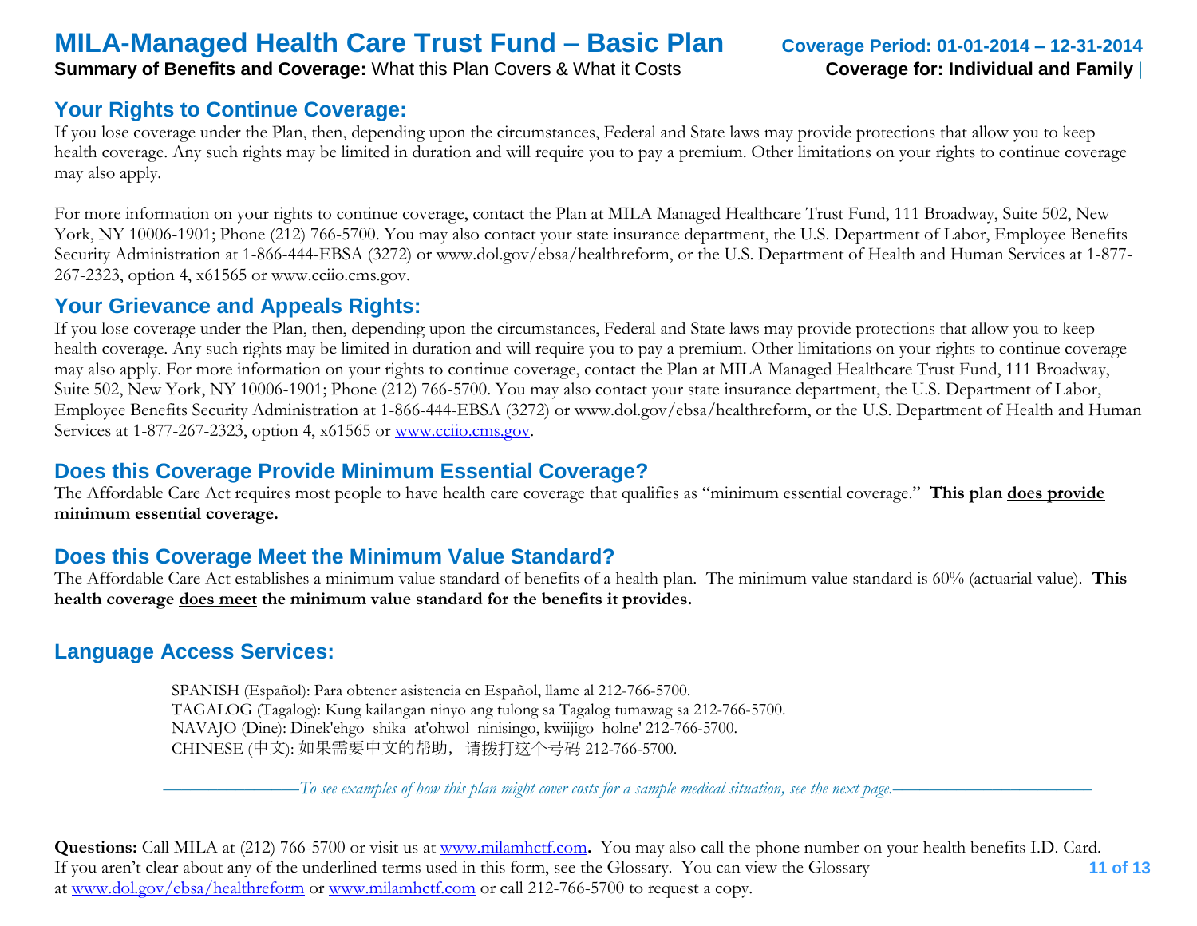## Your Rights to Continue Coverage:

If you lose coverage under the Plan, then, depending upon the circumstances, Federal and State laws may provide protections that allow you to keep health coverage. Any such rights may be limited in duration and will require you to pay a premium. Other limitations on your rights to continue coverage may also apply.

For more information on your rights to continue coverage, contact the Plan at MILA Managed Healthcare Trust Fund, 111 Broadway, Suite 502, New York, NY 10006-1901; Phone (212) 766-5700. You may also contact your state insurance department, the U.S. Department of Labor, Employee Benefits Security Administration at 1-866-444-EBSA (3272) or www.dol.gov/ebsa/healthreform, or the U.S. Department of Health and Human Services at 1-877-267-2323, option 4, x61565 or www.cciio.cms.gov.

## Your Grievance and Appeals Rights:

If you lose coverage under the Plan, then, depending upon the circumstances, Federal and State laws may provide protections that allow you to keep health coverage. Any such rights may be limited in duration and will require you to pay a premium. Other limitations on your rights to continue coverage may also apply. For more information on your rights to continue coverage, contact the Plan at MILA Managed Healthcare Trust Fund, 111 Broadway, Suite 502, New York, NY 10006-1901; Phone (212) 766-5700. You may also contact your state insurance department, the U.S. Department of Labor, Employee Benefits Security Administration at 1-866-444-EBSA (3272) or www.dol.gov/ebsa/healthreform, or the U.S. Department of Health and Human Services at 1-877-267-2323, option 4, x61565 or www.cciio.cms.gov.

## Does this Coverage Provide Minimum Essential Coverage?

The Affordable Care Act requires most people to have health care coverage that qualifies as "minimum essential coverage." **This plan does provide minimum essential coverage.**

## Does this Coverage Meet the Minimum Value Standard?

The Affordable Care Act establishes a minimum value standard of benefits of a health plan. The minimum value standard is 60% (actuarial value). **This health coverage does meet the minimum value standard for the benefits it provides.**

## Language Access Services:

SPANISH (Español): Para obtener asistencia en Español, llame al 212-766-5700.
TAGALOG (Tagalog): Kung kailangan ninyo ang tulong sa Tagalog tumawag sa 212-766-5700.
NAVAJO (Dine): Dinek'ehgo shika at'ohwol ninisingo, kwiijigo holne' 212-766-5700.
CHINESE (中文): 如果需要中文的帮助，请拨打这个号码 212-766-5700.

*To see examples of how this plan might cover costs for a sample medical situation, see the next page.*

**Questions:** Call MILA at (212) 766-5700 or visit us at www.milamhctf.com**.** You may also call the phone number on your health benefits I.D. Card. If you aren't clear about any of the underlined terms used in this form, see the Glossary. You can view the Glossary at www.dol.gov/ebsa/healthreform or www.milamhctf.com or call 212-766-5700 to request a copy.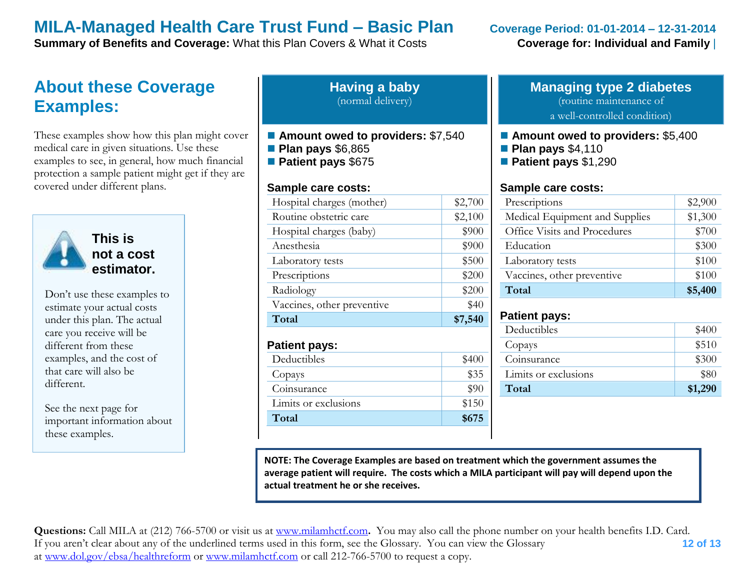# MILA-Managed Health Care Trust Fund – Basic Plan

**Coverage Period: 01-01-2014 – 12-31-2014**

**Summary of Benefits and Coverage:** What this Plan Covers & What it Costs

**Coverage for: Individual and Family**

## About these Coverage Examples:

These examples show how this plan might cover medical care in given situations. Use these examples to see, in general, how much financial protection a sample patient might get if they are covered under different plans.

**This is not a cost estimator.**

Don't use these examples to estimate your actual costs under this plan. The actual care you receive will be different from these examples, and the cost of that care will also be different.

See the next page for important information about these examples.

### Having a baby
(normal delivery)

- **Amount owed to providers:** $7,540
- **Plan pays** $6,865
- **Patient pays** $675

**Sample care costs:**

| | |
|---|---|
| Hospital charges (mother) | $2,700 |
| Routine obstetric care | $2,100 |
| Hospital charges (baby) | $900 |
| Anesthesia | $900 |
| Laboratory tests | $500 |
| Prescriptions | $200 |
| Radiology | $200 |
| Vaccines, other preventive | $40 |
| **Total** | **$7,540** |

**Patient pays:**

| | |
|---|---|
| Deductibles | $400 |
| Copays | $35 |
| Coinsurance | $90 |
| Limits or exclusions | $150 |
| **Total** | **$675** |

### Managing type 2 diabetes
(routine maintenance of a well-controlled condition)

- **Amount owed to providers:** $5,400
- **Plan pays** $4,110
- **Patient pays** $1,290

**Sample care costs:**

| | |
|---|---|
| Prescriptions | $2,900 |
| Medical Equipment and Supplies | $1,300 |
| Office Visits and Procedures | $700 |
| Education | $300 |
| Laboratory tests | $100 |
| Vaccines, other preventive | $100 |
| **Total** | **$5,400** |

**Patient pays:**

| | |
|---|---|
| Deductibles | $400 |
| Copays | $510 |
| Coinsurance | $300 |
| Limits or exclusions | $80 |
| **Total** | **$1,290** |

**NOTE: The Coverage Examples are based on treatment which the government assumes the average patient will require. The costs which a MILA participant will pay will depend upon the actual treatment he or she receives.**

**Questions:** Call MILA at (212) 766-5700 or visit us at www.milamhctf.com**.** You may also call the phone number on your health benefits I.D. Card. If you aren't clear about any of the underlined terms used in this form, see the Glossary. You can view the Glossary at www.dol.gov/ebsa/healthreform or www.milamhctf.com or call 212-766-5700 to request a copy.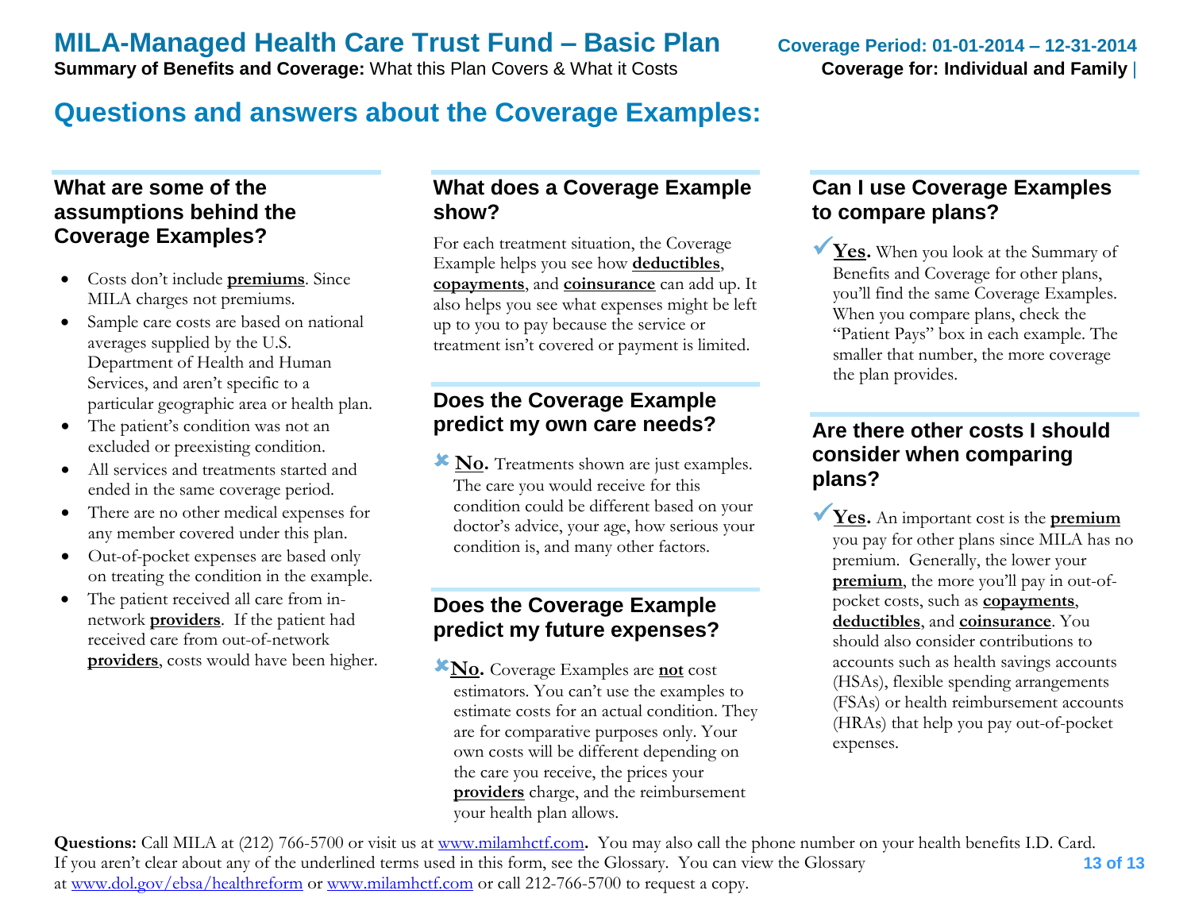# Questions and answers about the Coverage Examples:

### What are some of the assumptions behind the Coverage Examples?

- Costs don't include **premiums**. Since MILA charges not premiums.
- Sample care costs are based on national averages supplied by the U.S. Department of Health and Human Services, and aren't specific to a particular geographic area or health plan.
- The patient's condition was not an excluded or preexisting condition.
- All services and treatments started and ended in the same coverage period.
- There are no other medical expenses for any member covered under this plan.
- Out-of-pocket expenses are based only on treating the condition in the example.
- The patient received all care from in-network **providers**. If the patient had received care from out-of-network **providers**, costs would have been higher.

### What does a Coverage Example show?

For each treatment situation, the Coverage Example helps you see how **deductibles**, **copayments**, and **coinsurance** can add up. It also helps you see what expenses might be left up to you to pay because the service or treatment isn't covered or payment is limited.

### Does the Coverage Example predict my own care needs?

✘ **No.** Treatments shown are just examples. The care you would receive for this condition could be different based on your doctor's advice, your age, how serious your condition is, and many other factors.

### Does the Coverage Example predict my future expenses?

✘ **No.** Coverage Examples are **not** cost estimators. You can't use the examples to estimate costs for an actual condition. They are for comparative purposes only. Your own costs will be different depending on the care you receive, the prices your **providers** charge, and the reimbursement your health plan allows.

### Can I use Coverage Examples to compare plans?

✔ **Yes.** When you look at the Summary of Benefits and Coverage for other plans, you'll find the same Coverage Examples. When you compare plans, check the "Patient Pays" box in each example. The smaller that number, the more coverage the plan provides.

### Are there other costs I should consider when comparing plans?

✔ **Yes.** An important cost is the **premium** you pay for other plans since MILA has no premium. Generally, the lower your **premium**, the more you'll pay in out-of-pocket costs, such as **copayments**, **deductibles**, and **coinsurance**. You should also consider contributions to accounts such as health savings accounts (HSAs), flexible spending arrangements (FSAs) or health reimbursement accounts (HRAs) that help you pay out-of-pocket expenses.

**Questions:** Call MILA at (212) 766-5700 or visit us at www.milamhctf.com**.** You may also call the phone number on your health benefits I.D. Card. If you aren't clear about any of the underlined terms used in this form, see the Glossary. You can view the Glossary at www.dol.gov/ebsa/healthreform or www.milamhctf.com or call 212-766-5700 to request a copy.